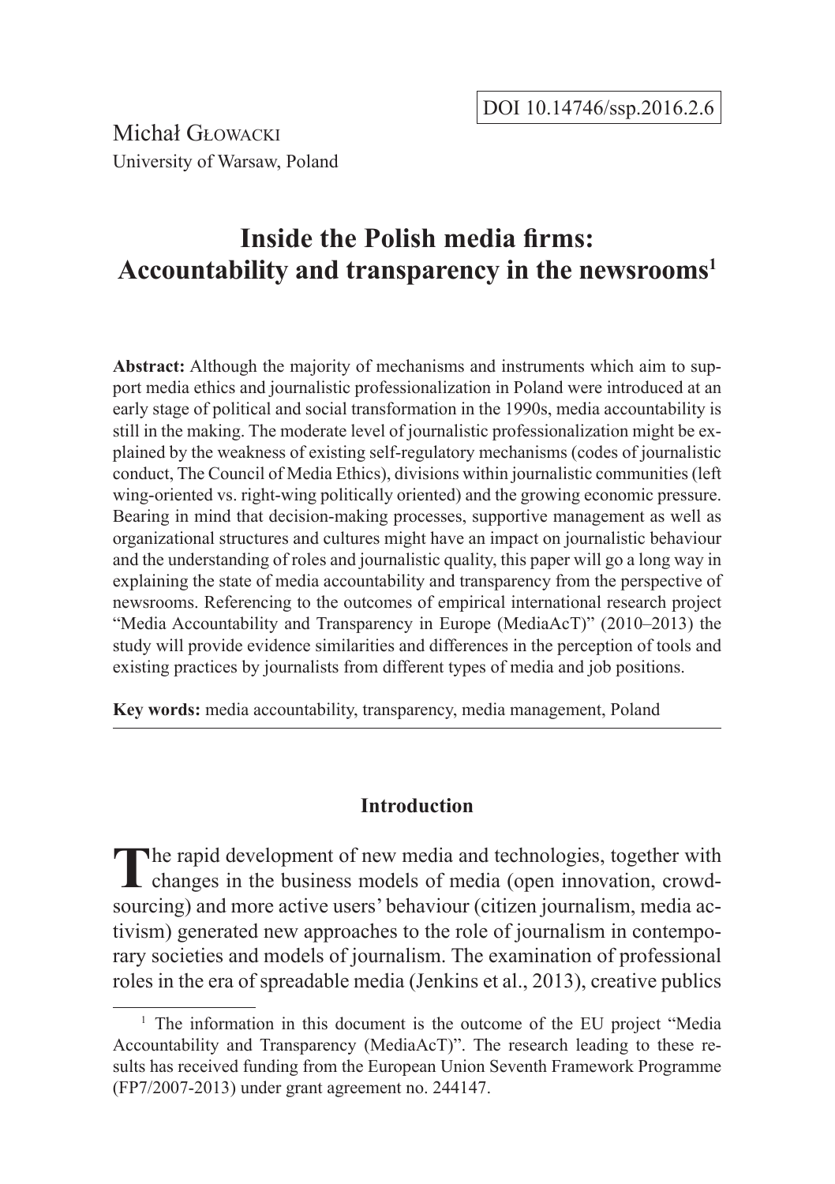DOI 10.14746/ssp.2016.2.6

Michał Głowacki
University of Warsaw, Poland

# Inside the Polish media firms: Accountability and transparency in the newsrooms[1]

**Abstract:** Although the majority of mechanisms and instruments which aim to support media ethics and journalistic professionalization in Poland were introduced at an early stage of political and social transformation in the 1990s, media accountability is still in the making. The moderate level of journalistic professionalization might be explained by the weakness of existing self-regulatory mechanisms (codes of journalistic conduct, The Council of Media Ethics), divisions within journalistic communities (left wing-oriented vs. right-wing politically oriented) and the growing economic pressure. Bearing in mind that decision-making processes, supportive management as well as organizational structures and cultures might have an impact on journalistic behaviour and the understanding of roles and journalistic quality, this paper will go a long way in explaining the state of media accountability and transparency from the perspective of newsrooms. Referencing to the outcomes of empirical international research project "Media Accountability and Transparency in Europe (MediaAcT)" (2010–2013) the study will provide evidence similarities and differences in the perception of tools and existing practices by journalists from different types of media and job positions.

**Key words:** media accountability, transparency, media management, Poland

## Introduction

The rapid development of new media and technologies, together with changes in the business models of media (open innovation, crowd-sourcing) and more active users' behaviour (citizen journalism, media activism) generated new approaches to the role of journalism in contemporary societies and models of journalism. The examination of professional roles in the era of spreadable media (Jenkins et al., 2013), creative publics

[1] The information in this document is the outcome of the EU project "Media Accountability and Transparency (MediaAcT)". The research leading to these results has received funding from the European Union Seventh Framework Programme (FP7/2007-2013) under grant agreement no. 244147.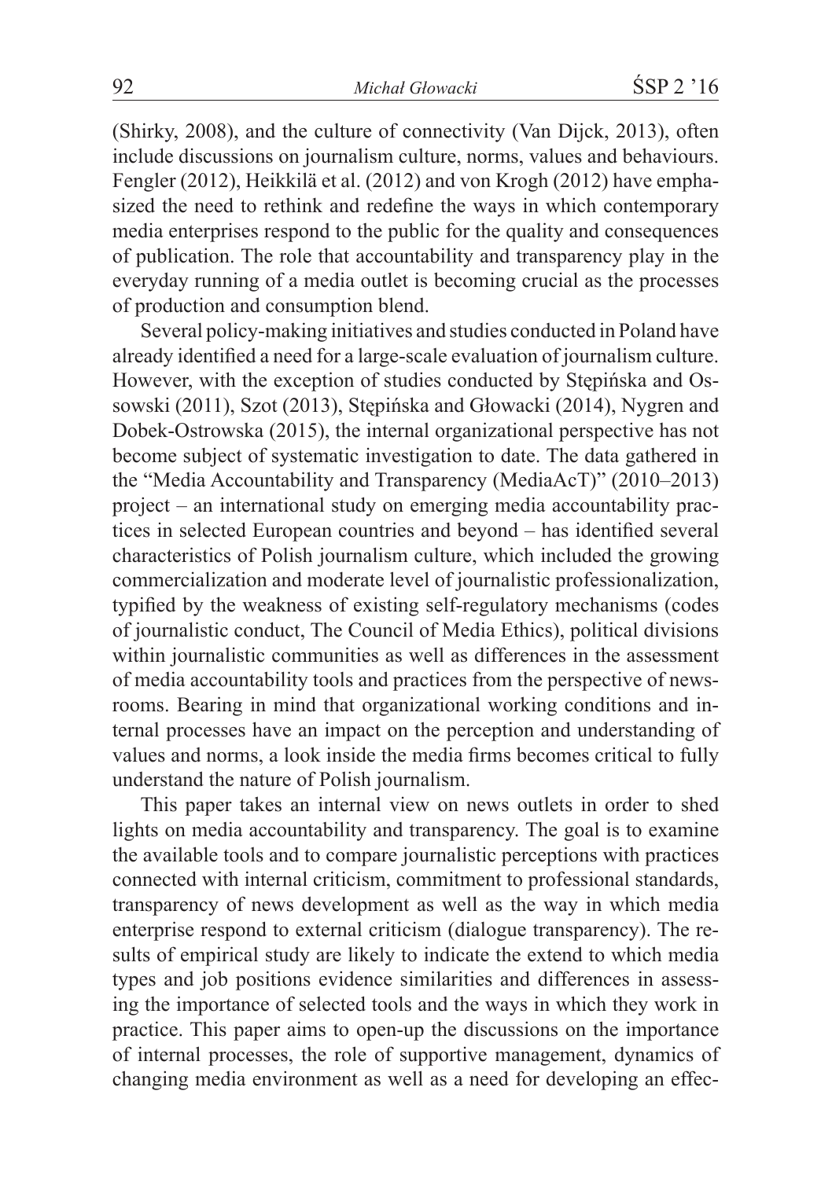(Shirky, 2008), and the culture of connectivity (Van Dijck, 2013), often include discussions on journalism culture, norms, values and behaviours. Fengler (2012), Heikkilä et al. (2012) and von Krogh (2012) have emphasized the need to rethink and redefine the ways in which contemporary media enterprises respond to the public for the quality and consequences of publication. The role that accountability and transparency play in the everyday running of a media outlet is becoming crucial as the processes of production and consumption blend.

Several policy-making initiatives and studies conducted in Poland have already identified a need for a large-scale evaluation of journalism culture. However, with the exception of studies conducted by Stępińska and Ossowski (2011), Szot (2013), Stępińska and Głowacki (2014), Nygren and Dobek-Ostrowska (2015), the internal organizational perspective has not become subject of systematic investigation to date. The data gathered in the "Media Accountability and Transparency (MediaAcT)" (2010–2013) project – an international study on emerging media accountability practices in selected European countries and beyond – has identified several characteristics of Polish journalism culture, which included the growing commercialization and moderate level of journalistic professionalization, typified by the weakness of existing self-regulatory mechanisms (codes of journalistic conduct, The Council of Media Ethics), political divisions within journalistic communities as well as differences in the assessment of media accountability tools and practices from the perspective of newsrooms. Bearing in mind that organizational working conditions and internal processes have an impact on the perception and understanding of values and norms, a look inside the media firms becomes critical to fully understand the nature of Polish journalism.

This paper takes an internal view on news outlets in order to shed lights on media accountability and transparency. The goal is to examine the available tools and to compare journalistic perceptions with practices connected with internal criticism, commitment to professional standards, transparency of news development as well as the way in which media enterprise respond to external criticism (dialogue transparency). The results of empirical study are likely to indicate the extend to which media types and job positions evidence similarities and differences in assessing the importance of selected tools and the ways in which they work in practice. This paper aims to open-up the discussions on the importance of internal processes, the role of supportive management, dynamics of changing media environment as well as a need for developing an effec-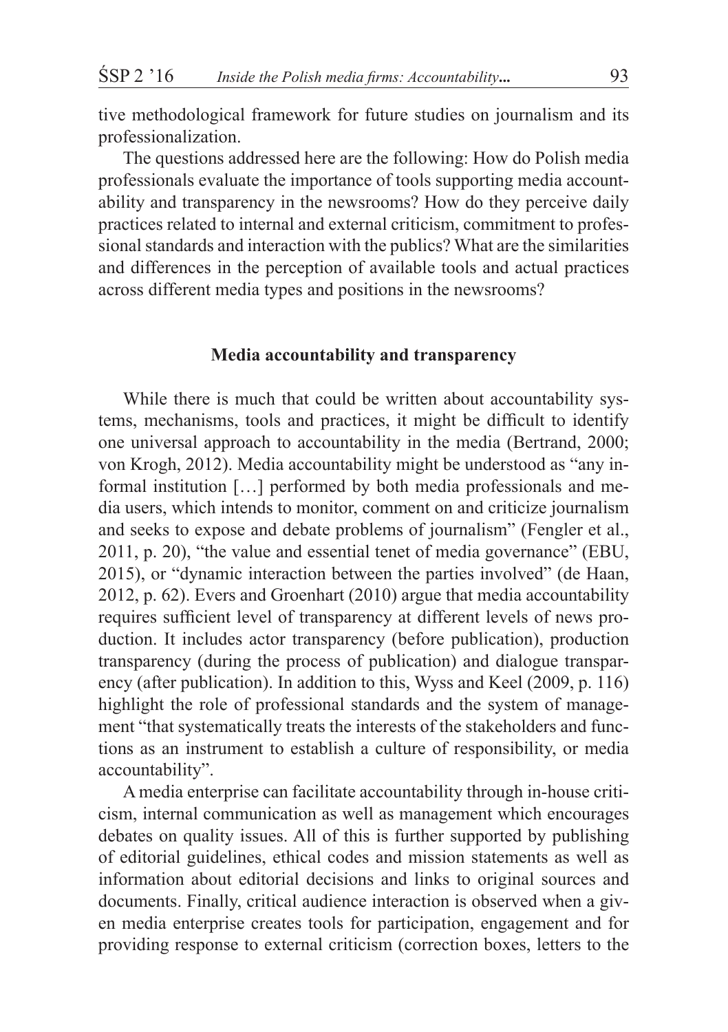tive methodological framework for future studies on journalism and its professionalization.

The questions addressed here are the following: How do Polish media professionals evaluate the importance of tools supporting media accountability and transparency in the newsrooms? How do they perceive daily practices related to internal and external criticism, commitment to professional standards and interaction with the publics? What are the similarities and differences in the perception of available tools and actual practices across different media types and positions in the newsrooms?

## Media accountability and transparency

While there is much that could be written about accountability systems, mechanisms, tools and practices, it might be difficult to identify one universal approach to accountability in the media (Bertrand, 2000; von Krogh, 2012). Media accountability might be understood as "any informal institution […] performed by both media professionals and media users, which intends to monitor, comment on and criticize journalism and seeks to expose and debate problems of journalism" (Fengler et al., 2011, p. 20), "the value and essential tenet of media governance" (EBU, 2015), or "dynamic interaction between the parties involved" (de Haan, 2012, p. 62). Evers and Groenhart (2010) argue that media accountability requires sufficient level of transparency at different levels of news production. It includes actor transparency (before publication), production transparency (during the process of publication) and dialogue transparency (after publication). In addition to this, Wyss and Keel (2009, p. 116) highlight the role of professional standards and the system of management "that systematically treats the interests of the stakeholders and functions as an instrument to establish a culture of responsibility, or media accountability".

A media enterprise can facilitate accountability through in-house criticism, internal communication as well as management which encourages debates on quality issues. All of this is further supported by publishing of editorial guidelines, ethical codes and mission statements as well as information about editorial decisions and links to original sources and documents. Finally, critical audience interaction is observed when a given media enterprise creates tools for participation, engagement and for providing response to external criticism (correction boxes, letters to the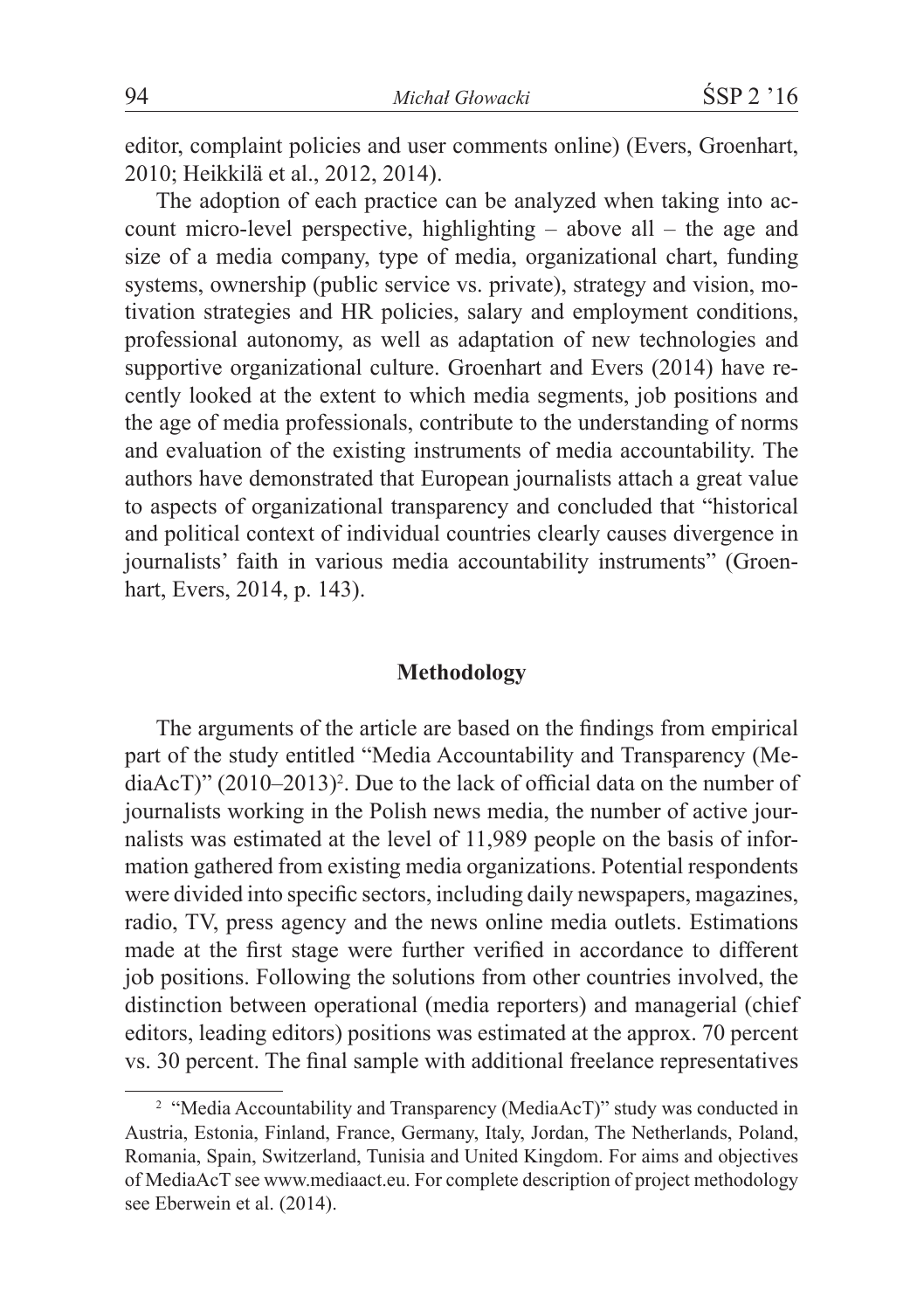editor, complaint policies and user comments online) (Evers, Groenhart, 2010; Heikkilä et al., 2012, 2014).

The adoption of each practice can be analyzed when taking into account micro-level perspective, highlighting – above all – the age and size of a media company, type of media, organizational chart, funding systems, ownership (public service vs. private), strategy and vision, motivation strategies and HR policies, salary and employment conditions, professional autonomy, as well as adaptation of new technologies and supportive organizational culture. Groenhart and Evers (2014) have recently looked at the extent to which media segments, job positions and the age of media professionals, contribute to the understanding of norms and evaluation of the existing instruments of media accountability. The authors have demonstrated that European journalists attach a great value to aspects of organizational transparency and concluded that "historical and political context of individual countries clearly causes divergence in journalists' faith in various media accountability instruments" (Groenhart, Evers, 2014, p. 143).

## Methodology

The arguments of the article are based on the findings from empirical part of the study entitled "Media Accountability and Transparency (MediaAcT)" (2010–2013)[2]. Due to the lack of official data on the number of journalists working in the Polish news media, the number of active journalists was estimated at the level of 11,989 people on the basis of information gathered from existing media organizations. Potential respondents were divided into specific sectors, including daily newspapers, magazines, radio, TV, press agency and the news online media outlets. Estimations made at the first stage were further verified in accordance to different job positions. Following the solutions from other countries involved, the distinction between operational (media reporters) and managerial (chief editors, leading editors) positions was estimated at the approx. 70 percent vs. 30 percent. The final sample with additional freelance representatives

[2] "Media Accountability and Transparency (MediaAcT)" study was conducted in Austria, Estonia, Finland, France, Germany, Italy, Jordan, The Netherlands, Poland, Romania, Spain, Switzerland, Tunisia and United Kingdom. For aims and objectives of MediaAcT see www.mediaact.eu. For complete description of project methodology see Eberwein et al. (2014).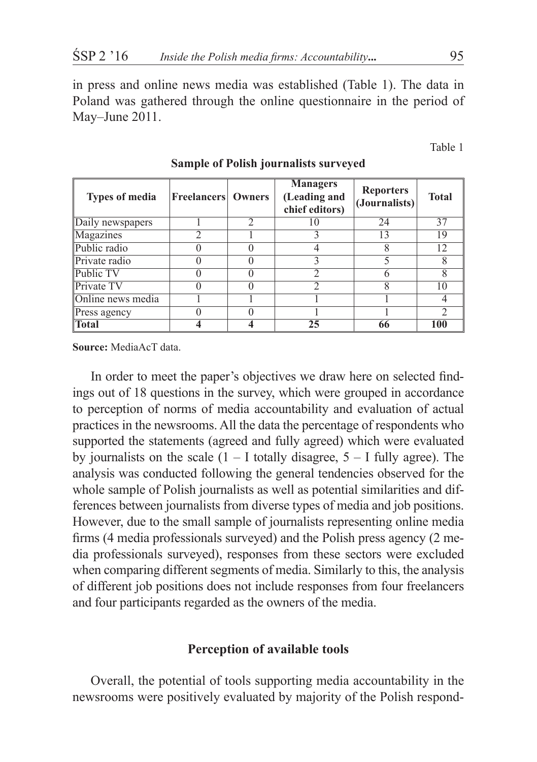in press and online news media was established (Table 1). The data in Poland was gathered through the online questionnaire in the period of May–June 2011.

Table 1

**Sample of Polish journalists surveyed**

| Types of media | Freelancers | Owners | Managers (Leading and chief editors) | Reporters (Journalists) | Total |
|---|---|---|---|---|---|
| Daily newspapers | 1 | 2 | 10 | 24 | 37 |
| Magazines | 2 | 1 | 3 | 13 | 19 |
| Public radio | 0 | 0 | 4 | 8 | 12 |
| Private radio | 0 | 0 | 3 | 5 | 8 |
| Public TV | 0 | 0 | 2 | 6 | 8 |
| Private TV | 0 | 0 | 2 | 8 | 10 |
| Online news media | 1 | 1 | 1 | 1 | 4 |
| Press agency | 0 | 0 | 1 | 1 | 2 |
| **Total** | **4** | **4** | **25** | **66** | **100** |

**Source:** MediaAcT data.

In order to meet the paper's objectives we draw here on selected findings out of 18 questions in the survey, which were grouped in accordance to perception of norms of media accountability and evaluation of actual practices in the newsrooms. All the data the percentage of respondents who supported the statements (agreed and fully agreed) which were evaluated by journalists on the scale (1 – I totally disagree, 5 – I fully agree). The analysis was conducted following the general tendencies observed for the whole sample of Polish journalists as well as potential similarities and differences between journalists from diverse types of media and job positions. However, due to the small sample of journalists representing online media firms (4 media professionals surveyed) and the Polish press agency (2 media professionals surveyed), responses from these sectors were excluded when comparing different segments of media. Similarly to this, the analysis of different job positions does not include responses from four freelancers and four participants regarded as the owners of the media.

## Perception of available tools

Overall, the potential of tools supporting media accountability in the newsrooms were positively evaluated by majority of the Polish respond-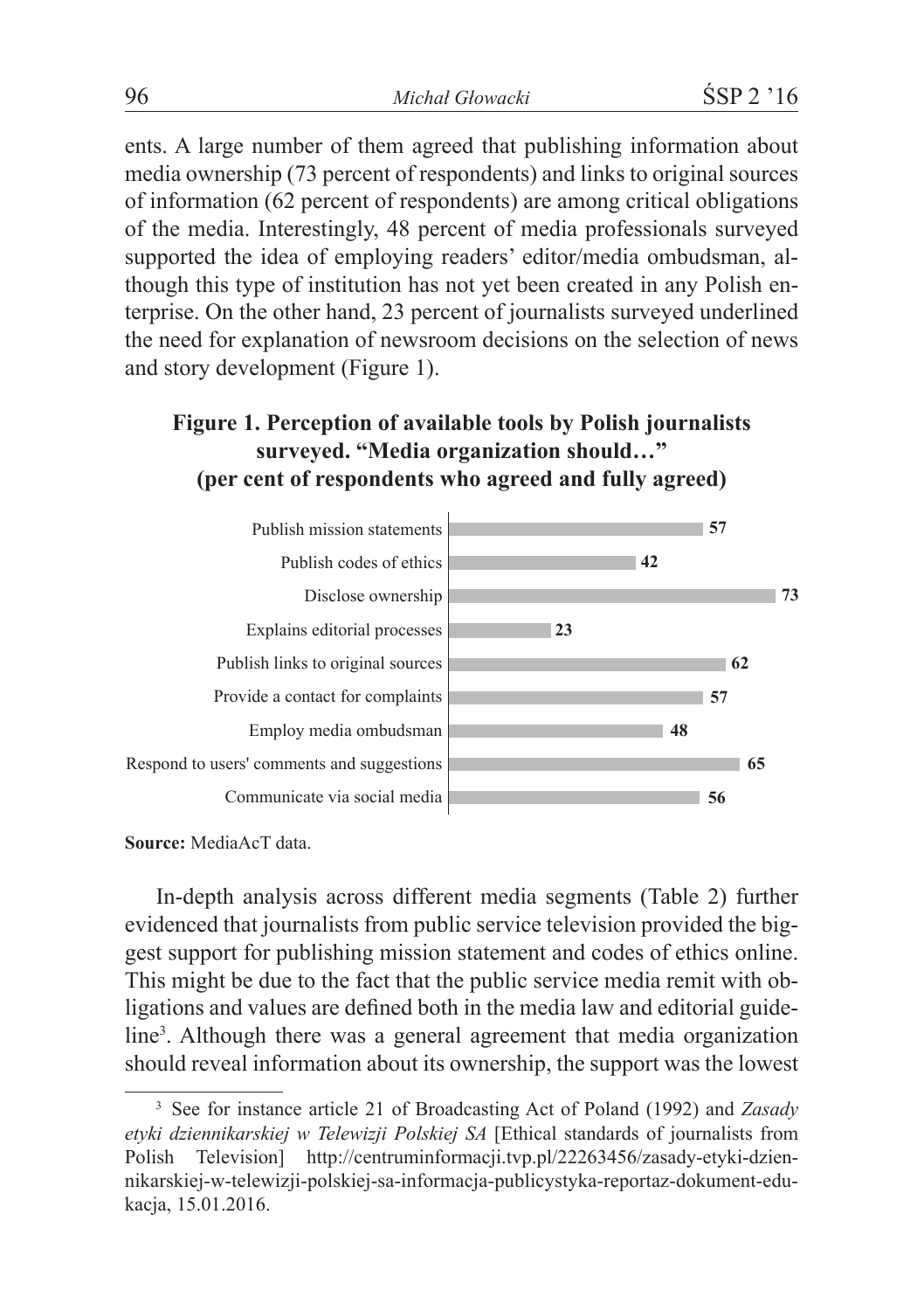ents. A large number of them agreed that publishing information about media ownership (73 percent of respondents) and links to original sources of information (62 percent of respondents) are among critical obligations of the media. Interestingly, 48 percent of media professionals surveyed supported the idea of employing readers' editor/media ombudsman, although this type of institution has not yet been created in any Polish enterprise. On the other hand, 23 percent of journalists surveyed underlined the need for explanation of newsroom decisions on the selection of news and story development (Figure 1).

**Figure 1. Perception of available tools by Polish journalists surveyed. "Media organization should…" (per cent of respondents who agreed and fully agreed)**

| Media organization should… | % |
|---|---|
| Publish mission statements | 57 |
| Publish codes of ethics | 42 |
| Disclose ownership | 73 |
| Explains editorial processes | 23 |
| Publish links to original sources | 62 |
| Provide a contact for complaints | 57 |
| Employ media ombudsman | 48 |
| Respond to users' comments and suggestions | 65 |
| Communicate via social media | 56 |

**Source:** MediaAcT data.

In-depth analysis across different media segments (Table 2) further evidenced that journalists from public service television provided the biggest support for publishing mission statement and codes of ethics online. This might be due to the fact that the public service media remit with obligations and values are defined both in the media law and editorial guideline[3]. Although there was a general agreement that media organization should reveal information about its ownership, the support was the lowest

[3] See for instance article 21 of Broadcasting Act of Poland (1992) and *Zasady etyki dziennikarskiej w Telewizji Polskiej SA* [Ethical standards of journalists from Polish Television] http://centruminformacji.tvp.pl/22263456/zasady-etyki-dziennikarskiej-w-telewizji-polskiej-sa-informacja-publicystyka-reportaz-dokument-edukacja, 15.01.2016.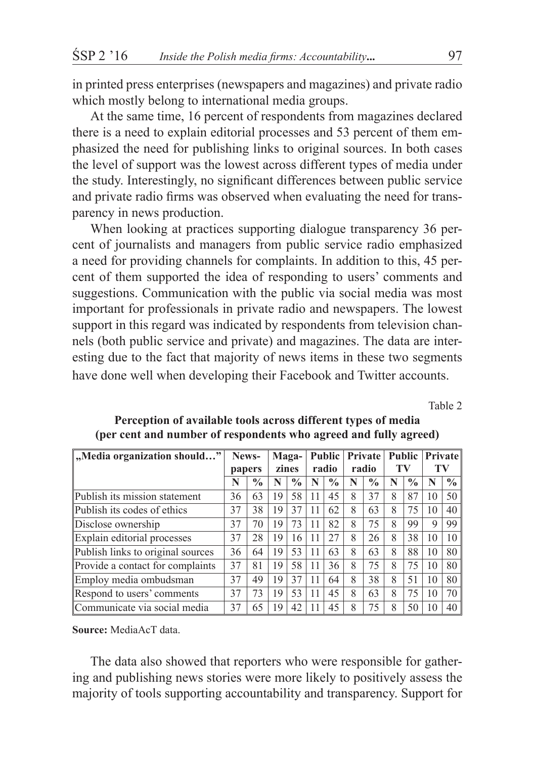in printed press enterprises (newspapers and magazines) and private radio which mostly belong to international media groups.

At the same time, 16 percent of respondents from magazines declared there is a need to explain editorial processes and 53 percent of them emphasized the need for publishing links to original sources. In both cases the level of support was the lowest across different types of media under the study. Interestingly, no significant differences between public service and private radio firms was observed when evaluating the need for transparency in news production.

When looking at practices supporting dialogue transparency 36 percent of journalists and managers from public service radio emphasized a need for providing channels for complaints. In addition to this, 45 percent of them supported the idea of responding to users' comments and suggestions. Communication with the public via social media was most important for professionals in private radio and newspapers. The lowest support in this regard was indicated by respondents from television channels (both public service and private) and magazines. The data are interesting due to the fact that majority of news items in these two segments have done well when developing their Facebook and Twitter accounts.

Table 2

**Perception of available tools across different types of media (per cent and number of respondents who agreed and fully agreed)**

| „Media organization should…" | Newspapers | | Magazines | | Public radio | | Private radio | | Public TV | | Private TV | |
|---|---|---|---|---|---|---|---|---|---|---|---|---|
| | N | % | N | % | N | % | N | % | N | % | N | % |
| Publish its mission statement | 36 | 63 | 19 | 58 | 11 | 45 | 8 | 37 | 8 | 87 | 10 | 50 |
| Publish its codes of ethics | 37 | 38 | 19 | 37 | 11 | 62 | 8 | 63 | 8 | 75 | 10 | 40 |
| Disclose ownership | 37 | 70 | 19 | 73 | 11 | 82 | 8 | 75 | 8 | 99 | 9 | 99 |
| Explain editorial processes | 37 | 28 | 19 | 16 | 11 | 27 | 8 | 26 | 8 | 38 | 10 | 10 |
| Publish links to original sources | 36 | 64 | 19 | 53 | 11 | 63 | 8 | 63 | 8 | 88 | 10 | 80 |
| Provide a contact for complaints | 37 | 81 | 19 | 58 | 11 | 36 | 8 | 75 | 8 | 75 | 10 | 80 |
| Employ media ombudsman | 37 | 49 | 19 | 37 | 11 | 64 | 8 | 38 | 8 | 51 | 10 | 80 |
| Respond to users' comments | 37 | 73 | 19 | 53 | 11 | 45 | 8 | 63 | 8 | 75 | 10 | 70 |
| Communicate via social media | 37 | 65 | 19 | 42 | 11 | 45 | 8 | 75 | 8 | 50 | 10 | 40 |

**Source:** MediaAcT data.

The data also showed that reporters who were responsible for gathering and publishing news stories were more likely to positively assess the majority of tools supporting accountability and transparency. Support for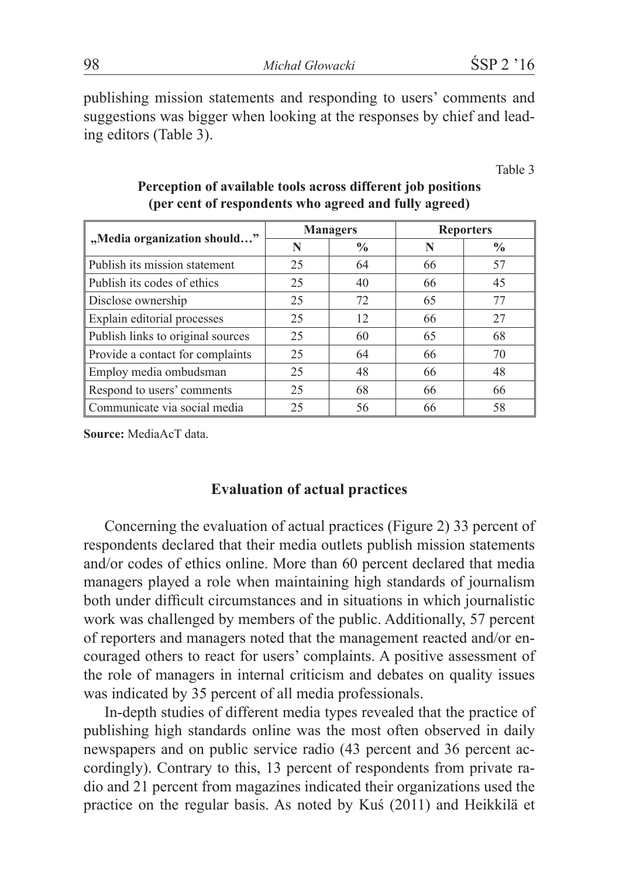publishing mission statements and responding to users' comments and suggestions was bigger when looking at the responses by chief and leading editors (Table 3).

Table 3

**Perception of available tools across different job positions (per cent of respondents who agreed and fully agreed)**

| „Media organization should…" | Managers | | Reporters | |
|---|---|---|---|---|
| | N | % | N | % |
| Publish its mission statement | 25 | 64 | 66 | 57 |
| Publish its codes of ethics | 25 | 40 | 66 | 45 |
| Disclose ownership | 25 | 72 | 65 | 77 |
| Explain editorial processes | 25 | 12 | 66 | 27 |
| Publish links to original sources | 25 | 60 | 65 | 68 |
| Provide a contact for complaints | 25 | 64 | 66 | 70 |
| Employ media ombudsman | 25 | 48 | 66 | 48 |
| Respond to users' comments | 25 | 68 | 66 | 66 |
| Communicate via social media | 25 | 56 | 66 | 58 |

**Source:** MediaAcT data.

## Evaluation of actual practices

Concerning the evaluation of actual practices (Figure 2) 33 percent of respondents declared that their media outlets publish mission statements and/or codes of ethics online. More than 60 percent declared that media managers played a role when maintaining high standards of journalism both under difficult circumstances and in situations in which journalistic work was challenged by members of the public. Additionally, 57 percent of reporters and managers noted that the management reacted and/or encouraged others to react for users' complaints. A positive assessment of the role of managers in internal criticism and debates on quality issues was indicated by 35 percent of all media professionals.

In-depth studies of different media types revealed that the practice of publishing high standards online was the most often observed in daily newspapers and on public service radio (43 percent and 36 percent accordingly). Contrary to this, 13 percent of respondents from private radio and 21 percent from magazines indicated their organizations used the practice on the regular basis. As noted by Kuś (2011) and Heikkilä et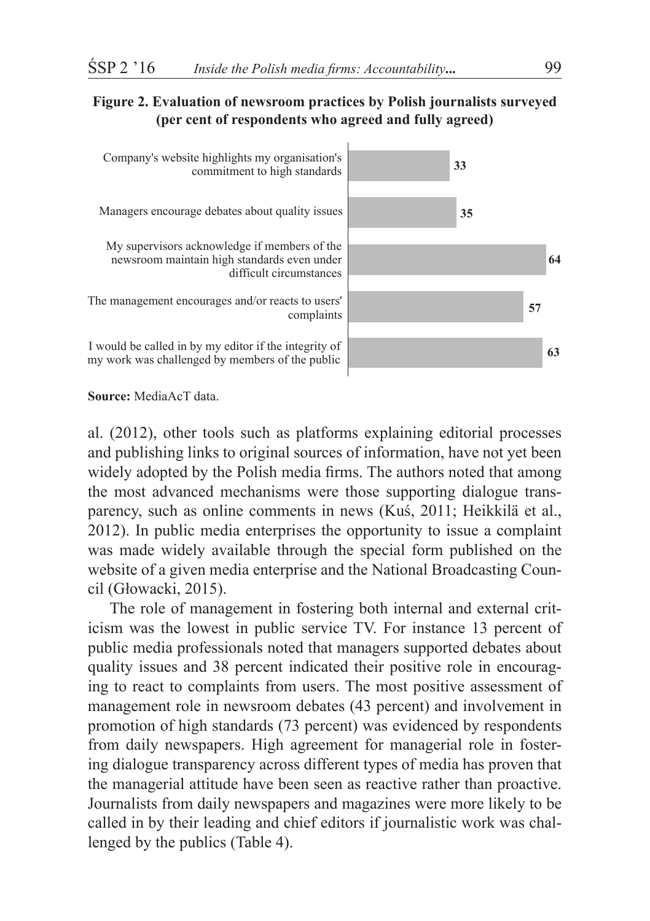**Figure 2. Evaluation of newsroom practices by Polish journalists surveyed (per cent of respondents who agreed and fully agreed)**

| Statement | Per cent |
|---|---|
| Company's website highlights my organisation's commitment to high standards | 33 |
| Managers encourage debates about quality issues | 35 |
| My supervisors acknowledge if members of the newsroom maintain high standards even under difficult circumstances | 64 |
| The management encourages and/or reacts to users' complaints | 57 |
| I would be called in by my editor if the integrity of my work was challenged by members of the public | 63 |

**Source:** MediaAcT data.

al. (2012), other tools such as platforms explaining editorial processes and publishing links to original sources of information, have not yet been widely adopted by the Polish media firms. The authors noted that among the most advanced mechanisms were those supporting dialogue transparency, such as online comments in news (Kuś, 2011; Heikkilä et al., 2012). In public media enterprises the opportunity to issue a complaint was made widely available through the special form published on the website of a given media enterprise and the National Broadcasting Council (Głowacki, 2015).

The role of management in fostering both internal and external criticism was the lowest in public service TV. For instance 13 percent of public media professionals noted that managers supported debates about quality issues and 38 percent indicated their positive role in encouraging to react to complaints from users. The most positive assessment of management role in newsroom debates (43 percent) and involvement in promotion of high standards (73 percent) was evidenced by respondents from daily newspapers. High agreement for managerial role in fostering dialogue transparency across different types of media has proven that the managerial attitude have been seen as reactive rather than proactive. Journalists from daily newspapers and magazines were more likely to be called in by their leading and chief editors if journalistic work was challenged by the publics (Table 4).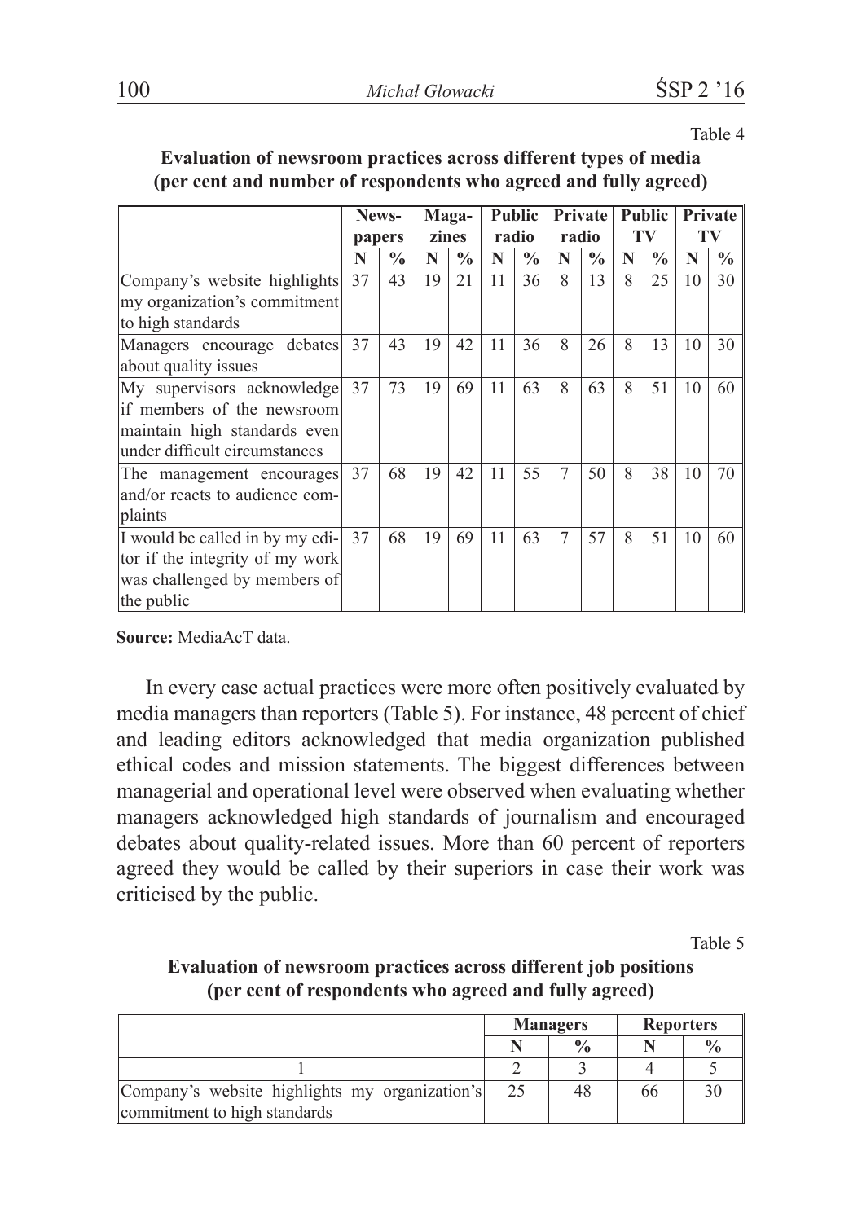Table 4

**Evaluation of newsroom practices across different types of media (per cent and number of respondents who agreed and fully agreed)**

| | Newspapers | | Magazines | | Public radio | | Private radio | | Public TV | | Private TV | |
|---|---|---|---|---|---|---|---|---|---|---|---|---|
| | N | % | N | % | N | % | N | % | N | % | N | % |
| Company's website highlights my organization's commitment to high standards | 37 | 43 | 19 | 21 | 11 | 36 | 8 | 13 | 8 | 25 | 10 | 30 |
| Managers encourage debates about quality issues | 37 | 43 | 19 | 42 | 11 | 36 | 8 | 26 | 8 | 13 | 10 | 30 |
| My supervisors acknowledge if members of the newsroom maintain high standards even under difficult circumstances | 37 | 73 | 19 | 69 | 11 | 63 | 8 | 63 | 8 | 51 | 10 | 60 |
| The management encourages and/or reacts to audience complaints | 37 | 68 | 19 | 42 | 11 | 55 | 7 | 50 | 8 | 38 | 10 | 70 |
| I would be called in by my editor if the integrity of my work was challenged by members of the public | 37 | 68 | 19 | 69 | 11 | 63 | 7 | 57 | 8 | 51 | 10 | 60 |

**Source:** MediaAcT data.

In every case actual practices were more often positively evaluated by media managers than reporters (Table 5). For instance, 48 percent of chief and leading editors acknowledged that media organization published ethical codes and mission statements. The biggest differences between managerial and operational level were observed when evaluating whether managers acknowledged high standards of journalism and encouraged debates about quality-related issues. More than 60 percent of reporters agreed they would be called by their superiors in case their work was criticised by the public.

Table 5

**Evaluation of newsroom practices across different job positions (per cent of respondents who agreed and fully agreed)**

| | Managers | | Reporters | |
|---|---|---|---|---|
| | N | % | N | % |
| 1 | 2 | 3 | 4 | 5 |
| Company's website highlights my organization's commitment to high standards | 25 | 48 | 66 | 30 |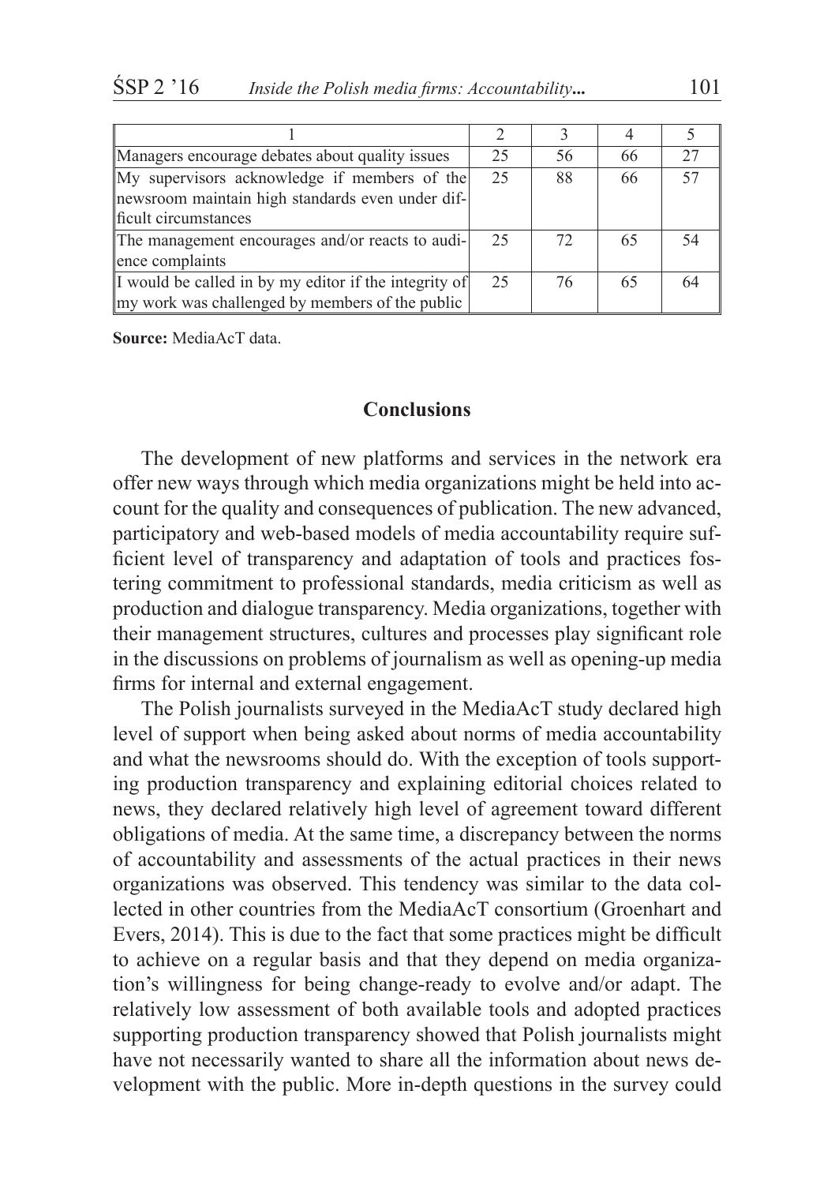| 1 | 2 | 3 | 4 | 5 |
|---|---|---|---|---|
| Managers encourage debates about quality issues | 25 | 56 | 66 | 27 |
| My supervisors acknowledge if members of the newsroom maintain high standards even under difficult circumstances | 25 | 88 | 66 | 57 |
| The management encourages and/or reacts to audience complaints | 25 | 72 | 65 | 54 |
| I would be called in by my editor if the integrity of my work was challenged by members of the public | 25 | 76 | 65 | 64 |

**Source:** MediaAcT data.

## Conclusions

The development of new platforms and services in the network era offer new ways through which media organizations might be held into account for the quality and consequences of publication. The new advanced, participatory and web-based models of media accountability require sufficient level of transparency and adaptation of tools and practices fostering commitment to professional standards, media criticism as well as production and dialogue transparency. Media organizations, together with their management structures, cultures and processes play significant role in the discussions on problems of journalism as well as opening-up media firms for internal and external engagement.

The Polish journalists surveyed in the MediaAcT study declared high level of support when being asked about norms of media accountability and what the newsrooms should do. With the exception of tools supporting production transparency and explaining editorial choices related to news, they declared relatively high level of agreement toward different obligations of media. At the same time, a discrepancy between the norms of accountability and assessments of the actual practices in their news organizations was observed. This tendency was similar to the data collected in other countries from the MediaAcT consortium (Groenhart and Evers, 2014). This is due to the fact that some practices might be difficult to achieve on a regular basis and that they depend on media organization's willingness for being change-ready to evolve and/or adapt. The relatively low assessment of both available tools and adopted practices supporting production transparency showed that Polish journalists might have not necessarily wanted to share all the information about news development with the public. More in-depth questions in the survey could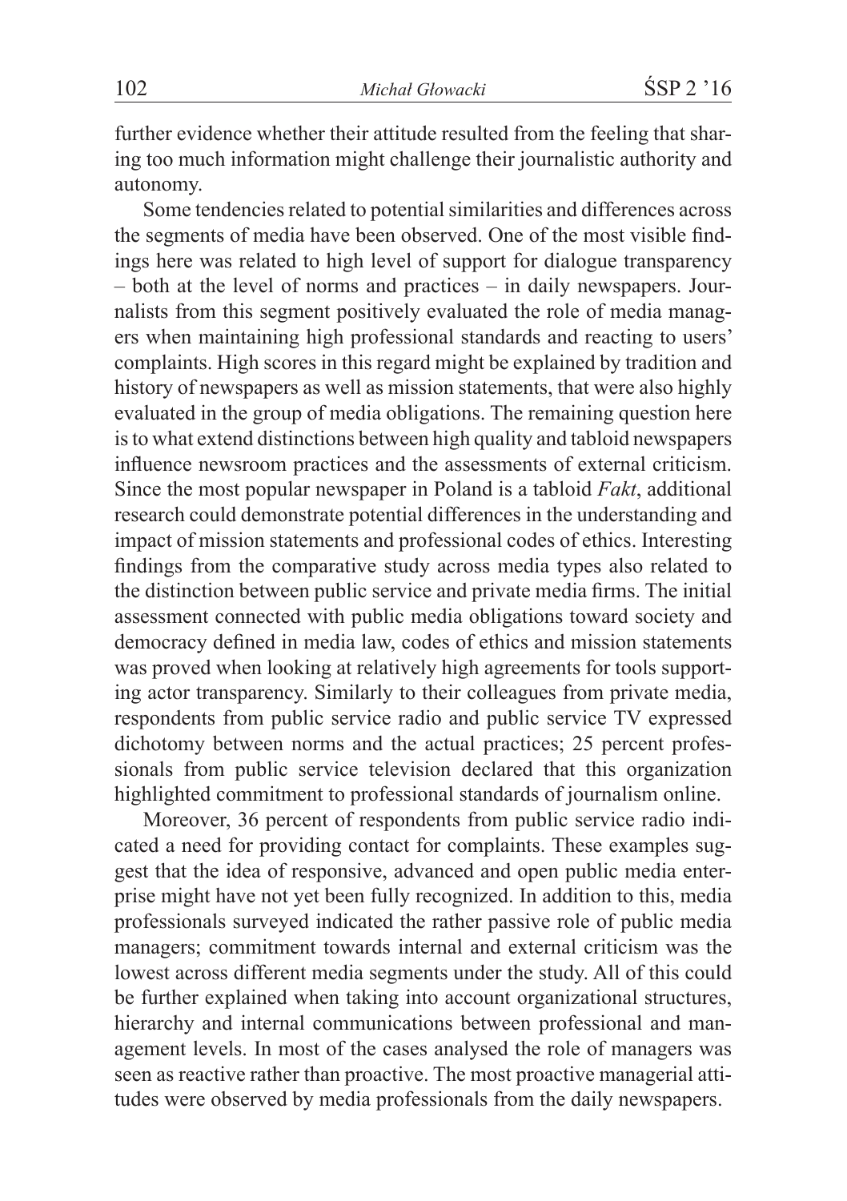further evidence whether their attitude resulted from the feeling that sharing too much information might challenge their journalistic authority and autonomy.

Some tendencies related to potential similarities and differences across the segments of media have been observed. One of the most visible findings here was related to high level of support for dialogue transparency – both at the level of norms and practices – in daily newspapers. Journalists from this segment positively evaluated the role of media managers when maintaining high professional standards and reacting to users' complaints. High scores in this regard might be explained by tradition and history of newspapers as well as mission statements, that were also highly evaluated in the group of media obligations. The remaining question here is to what extend distinctions between high quality and tabloid newspapers influence newsroom practices and the assessments of external criticism. Since the most popular newspaper in Poland is a tabloid *Fakt*, additional research could demonstrate potential differences in the understanding and impact of mission statements and professional codes of ethics. Interesting findings from the comparative study across media types also related to the distinction between public service and private media firms. The initial assessment connected with public media obligations toward society and democracy defined in media law, codes of ethics and mission statements was proved when looking at relatively high agreements for tools supporting actor transparency. Similarly to their colleagues from private media, respondents from public service radio and public service TV expressed dichotomy between norms and the actual practices; 25 percent professionals from public service television declared that this organization highlighted commitment to professional standards of journalism online.

Moreover, 36 percent of respondents from public service radio indicated a need for providing contact for complaints. These examples suggest that the idea of responsive, advanced and open public media enterprise might have not yet been fully recognized. In addition to this, media professionals surveyed indicated the rather passive role of public media managers; commitment towards internal and external criticism was the lowest across different media segments under the study. All of this could be further explained when taking into account organizational structures, hierarchy and internal communications between professional and management levels. In most of the cases analysed the role of managers was seen as reactive rather than proactive. The most proactive managerial attitudes were observed by media professionals from the daily newspapers.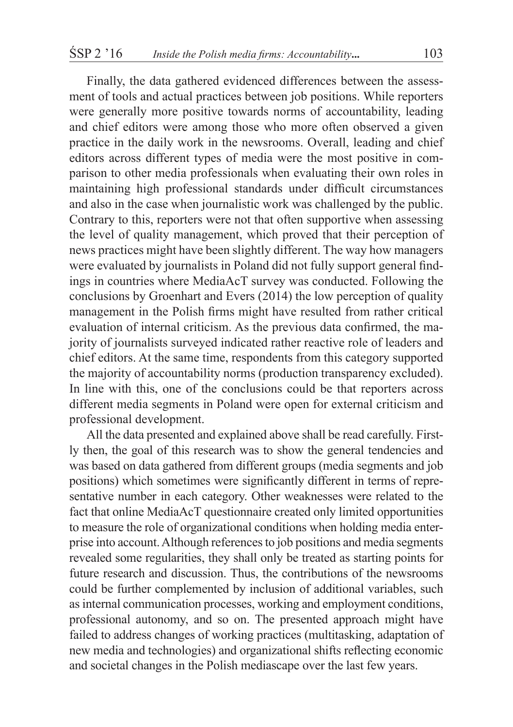Finally, the data gathered evidenced differences between the assessment of tools and actual practices between job positions. While reporters were generally more positive towards norms of accountability, leading and chief editors were among those who more often observed a given practice in the daily work in the newsrooms. Overall, leading and chief editors across different types of media were the most positive in comparison to other media professionals when evaluating their own roles in maintaining high professional standards under difficult circumstances and also in the case when journalistic work was challenged by the public. Contrary to this, reporters were not that often supportive when assessing the level of quality management, which proved that their perception of news practices might have been slightly different. The way how managers were evaluated by journalists in Poland did not fully support general findings in countries where MediaAcT survey was conducted. Following the conclusions by Groenhart and Evers (2014) the low perception of quality management in the Polish firms might have resulted from rather critical evaluation of internal criticism. As the previous data confirmed, the majority of journalists surveyed indicated rather reactive role of leaders and chief editors. At the same time, respondents from this category supported the majority of accountability norms (production transparency excluded). In line with this, one of the conclusions could be that reporters across different media segments in Poland were open for external criticism and professional development.

All the data presented and explained above shall be read carefully. Firstly then, the goal of this research was to show the general tendencies and was based on data gathered from different groups (media segments and job positions) which sometimes were significantly different in terms of representative number in each category. Other weaknesses were related to the fact that online MediaAcT questionnaire created only limited opportunities to measure the role of organizational conditions when holding media enterprise into account. Although references to job positions and media segments revealed some regularities, they shall only be treated as starting points for future research and discussion. Thus, the contributions of the newsrooms could be further complemented by inclusion of additional variables, such as internal communication processes, working and employment conditions, professional autonomy, and so on. The presented approach might have failed to address changes of working practices (multitasking, adaptation of new media and technologies) and organizational shifts reflecting economic and societal changes in the Polish mediascape over the last few years.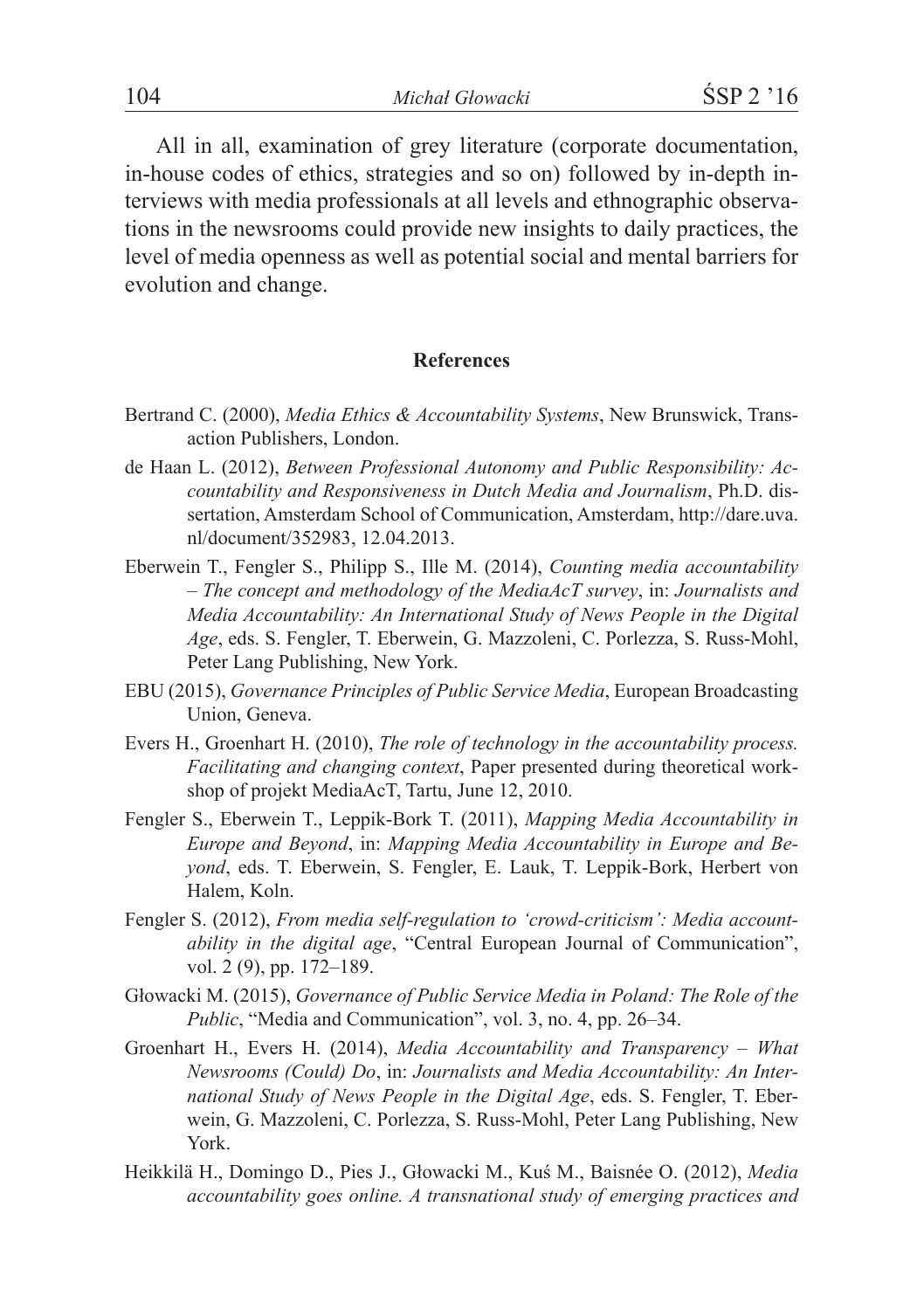All in all, examination of grey literature (corporate documentation, in-house codes of ethics, strategies and so on) followed by in-depth interviews with media professionals at all levels and ethnographic observations in the newsrooms could provide new insights to daily practices, the level of media openness as well as potential social and mental barriers for evolution and change.

## References

Bertrand C. (2000), *Media Ethics & Accountability Systems*, New Brunswick, Transaction Publishers, London.

de Haan L. (2012), *Between Professional Autonomy and Public Responsibility: Accountability and Responsiveness in Dutch Media and Journalism*, Ph.D. dissertation, Amsterdam School of Communication, Amsterdam, http://dare.uva.nl/document/352983, 12.04.2013.

Eberwein T., Fengler S., Philipp S., Ille M. (2014), *Counting media accountability – The concept and methodology of the MediaAcT survey*, in: *Journalists and Media Accountability: An International Study of News People in the Digital Age*, eds. S. Fengler, T. Eberwein, G. Mazzoleni, C. Porlezza, S. Russ-Mohl, Peter Lang Publishing, New York.

EBU (2015), *Governance Principles of Public Service Media*, European Broadcasting Union, Geneva.

Evers H., Groenhart H. (2010), *The role of technology in the accountability process. Facilitating and changing context*, Paper presented during theoretical workshop of projekt MediaAcT, Tartu, June 12, 2010.

Fengler S., Eberwein T., Leppik-Bork T. (2011), *Mapping Media Accountability in Europe and Beyond*, in: *Mapping Media Accountability in Europe and Beyond*, eds. T. Eberwein, S. Fengler, E. Lauk, T. Leppik-Bork, Herbert von Halem, Koln.

Fengler S. (2012), *From media self-regulation to 'crowd-criticism': Media accountability in the digital age*, "Central European Journal of Communication", vol. 2 (9), pp. 172–189.

Głowacki M. (2015), *Governance of Public Service Media in Poland: The Role of the Public*, "Media and Communication", vol. 3, no. 4, pp. 26–34.

Groenhart H., Evers H. (2014), *Media Accountability and Transparency – What Newsrooms (Could) Do*, in: *Journalists and Media Accountability: An International Study of News People in the Digital Age*, eds. S. Fengler, T. Eberwein, G. Mazzoleni, C. Porlezza, S. Russ-Mohl, Peter Lang Publishing, New York.

Heikkilä H., Domingo D., Pies J., Głowacki M., Kuś M., Baisnée O. (2012), *Media accountability goes online. A transnational study of emerging practices and*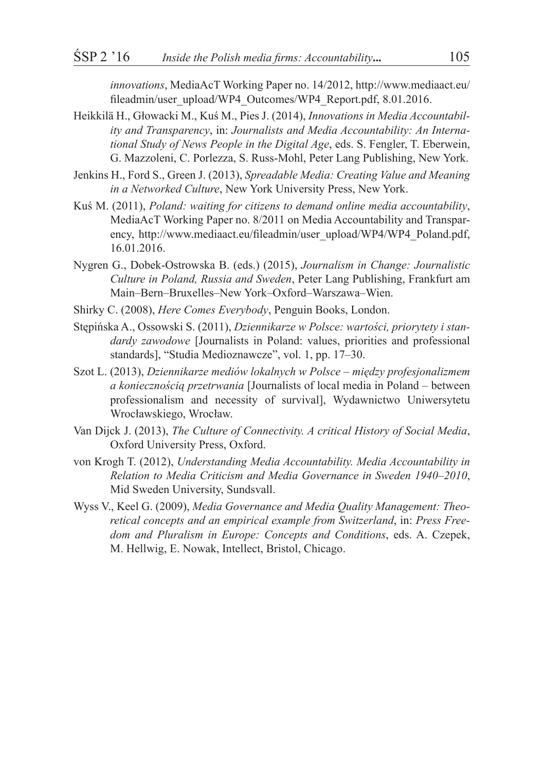*innovations*, MediaAcT Working Paper no. 14/2012, http://www.mediaact.eu/fileadmin/user_upload/WP4_Outcomes/WP4_Report.pdf, 8.01.2016.

Heikkilä H., Głowacki M., Kuś M., Pies J. (2014), *Innovations in Media Accountability and Transparency*, in: *Journalists and Media Accountability: An International Study of News People in the Digital Age*, eds. S. Fengler, T. Eberwein, G. Mazzoleni, C. Porlezza, S. Russ-Mohl, Peter Lang Publishing, New York.

Jenkins H., Ford S., Green J. (2013), *Spreadable Media: Creating Value and Meaning in a Networked Culture*, New York University Press, New York.

Kuś M. (2011), *Poland: waiting for citizens to demand online media accountability*, MediaAcT Working Paper no. 8/2011 on Media Accountability and Transparency, http://www.mediaact.eu/fileadmin/user_upload/WP4/WP4_Poland.pdf, 16.01.2016.

Nygren G., Dobek-Ostrowska B. (eds.) (2015), *Journalism in Change: Journalistic Culture in Poland, Russia and Sweden*, Peter Lang Publishing, Frankfurt am Main–Bern–Bruxelles–New York–Oxford–Warszawa–Wien.

Shirky C. (2008), *Here Comes Everybody*, Penguin Books, London.

Stępińska A., Ossowski S. (2011), *Dziennikarze w Polsce: wartości, priorytety i standardy zawodowe* [Journalists in Poland: values, priorities and professional standards], "Studia Medioznawcze", vol. 1, pp. 17–30.

Szot L. (2013), *Dziennikarze mediów lokalnych w Polsce – między profesjonalizmem a koniecznością przetrwania* [Journalists of local media in Poland – between professionalism and necessity of survival], Wydawnictwo Uniwersytetu Wrocławskiego, Wrocław.

Van Dijck J. (2013), *The Culture of Connectivity. A critical History of Social Media*, Oxford University Press, Oxford.

von Krogh T. (2012), *Understanding Media Accountability. Media Accountability in Relation to Media Criticism and Media Governance in Sweden 1940–2010*, Mid Sweden University, Sundsvall.

Wyss V., Keel G. (2009), *Media Governance and Media Quality Management: Theoretical concepts and an empirical example from Switzerland*, in: *Press Freedom and Pluralism in Europe: Concepts and Conditions*, eds. A. Czepek, M. Hellwig, E. Nowak, Intellect, Bristol, Chicago.